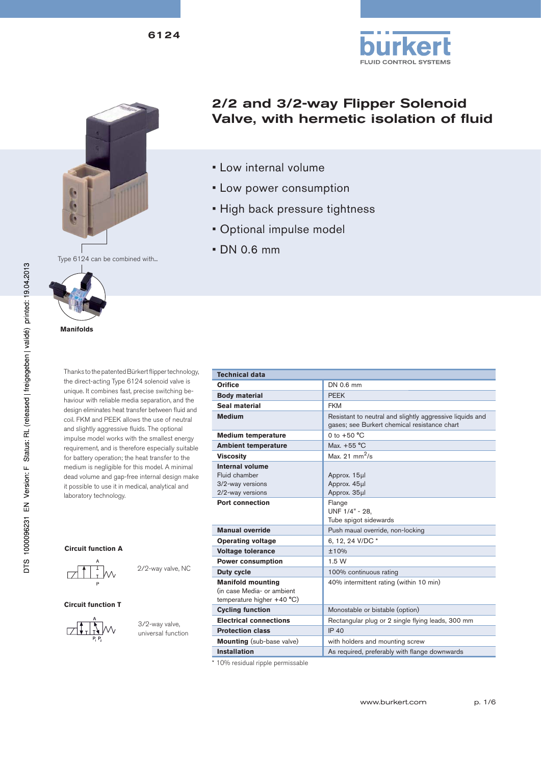6124

# 2/2 and 3/2-way Flipper Solenoid Valve, with hermetic isolation of fluid

- Low internal volume
- Low power consumption
- High back pressure tightness
- Optional impulse model
- DN 0.6 mm

Type 6124 can be combined with...

**Manifolds**

DTS 1000096231 EN Version: F Status: RL (released | freigegeben | validé) printed: 19.04.2013

Thanks to the patented Bürkert flipper technology, the direct-acting Type 6124 solenoid valve is unique. It combines fast, precise switching behaviour with reliable media separation, and the design eliminates heat transfer between fluid and coil. FKM and PEEK allows the use of neutral and slightly aggressive fluids. The optional impulse model works with the smallest energy requirement, and is therefore especially suitable for battery operation; the heat transfer to the medium is negligible for this model. A minimal dead volume and gap-free internal design make it possible to use it in medical, analytical and laboratory technology.

**Circuit function A**

2/2-way valve, NC

**Circuit function T**

3/2-way valve, universal function

| Technical data | |
|---|---|
| **Orifice** | DN 0.6 mm |
| **Body material** | PEEK |
| **Seal material** | FKM |
| **Medium** | Resistant to neutral and slightly aggressive liquids and gases; see Burkert chemical resistance chart |
| **Medium temperature** | 0 to +50 °C |
| **Ambient temperature** | Max. +55 °C |
| **Viscosity** | Max. 21 $mm^2/s$ |
| **Internal volume**<br>Fluid chamber<br>3/2-way versions<br>2/2-way versions | <br>Approx. 15µl<br>Approx. 45µl<br>Approx. 35µl |
| **Port connection** | Flange<br>UNF 1/4" - 28,<br>Tube spigot sidewards |
| **Manual override** | Push maual override, non-locking |
| **Operating voltage** | 6, 12, 24 V/DC * |
| **Voltage tolerance** | ±10% |
| **Power consumption** | 1.5 W |
| **Duty cycle** | 100% continuous rating |
| **Manifold mounting** (in case Media- or ambient temperature higher +40 °C) | 40% intermittent rating (within 10 min) |
| **Cycling function** | Monostable or bistable (option) |
| **Electrical connections** | Rectangular plug or 2 single flying leads, 300 mm |
| **Protection class** | IP 40 |
| **Mounting** (sub-base valve) | with holders and mounting screw |
| **Installation** | As required, preferably with flange downwards |

* 10% residual ripple permissable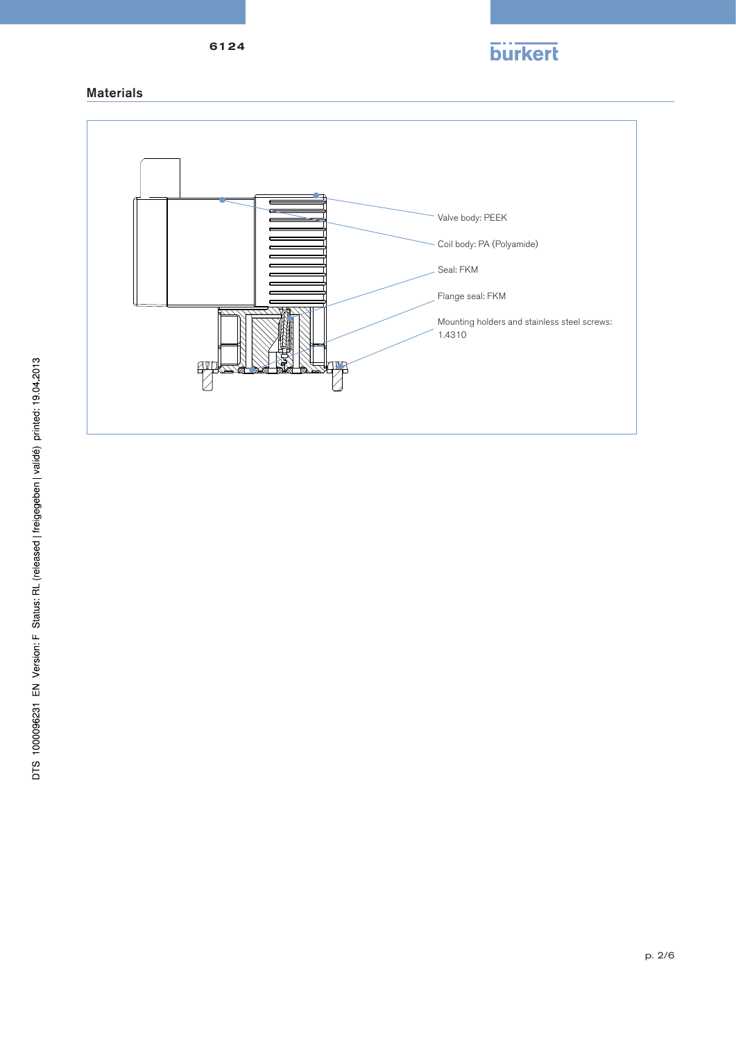## Materials

Valve body: PEEK

Coil body: PA (Polyamide)

Seal: FKM

Flange seal: FKM

Mounting holders and stainless steel screws: 1.4310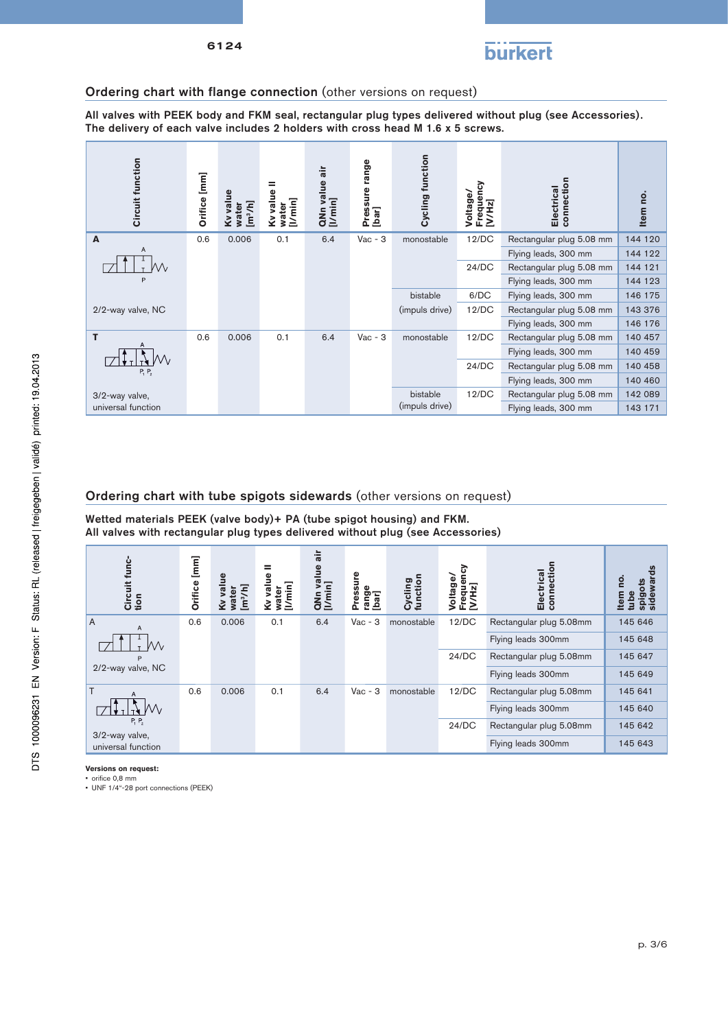## Ordering chart with flange connection (other versions on request)

**All valves with PEEK body and FKM seal, rectangular plug types delivered without plug (see Accessories). The delivery of each valve includes 2 holders with cross head M 1.6 x 5 screws.**

| Circuit function | Orifice [mm] | Kv value water [m³/h] | Kv value II water [l/min] | QNn value air [l/min] | Pressure range [bar] | Cycling function | Voltage/ Frequency [V/Hz] | Electrical connection | Item no. |
|---|---|---|---|---|---|---|---|---|---|
| A 2/2-way valve, NC | 0.6 | 0.006 | 0.1 | 6.4 | Vac - 3 | monostable | 12/DC | Rectangular plug 5.08 mm | 144 120 |
| | | | | | | | | Flying leads, 300 mm | 144 122 |
| | | | | | | | 24/DC | Rectangular plug 5.08 mm | 144 121 |
| | | | | | | | | Flying leads, 300 mm | 144 123 |
| | | | | | | bistable (impuls drive) | 6/DC | Flying leads, 300 mm | 146 175 |
| | | | | | | | 12/DC | Rectangular plug 5.08 mm | 143 376 |
| | | | | | | | | Flying leads, 300 mm | 146 176 |
| T 3/2-way valve, universal function | 0.6 | 0.006 | 0.1 | 6.4 | Vac - 3 | monostable | 12/DC | Rectangular plug 5.08 mm | 140 457 |
| | | | | | | | | Flying leads, 300 mm | 140 459 |
| | | | | | | | 24/DC | Rectangular plug 5.08 mm | 140 458 |
| | | | | | | | | Flying leads, 300 mm | 140 460 |
| | | | | | | bistable (impuls drive) | 12/DC | Rectangular plug 5.08 mm | 142 089 |
| | | | | | | | | Flying leads, 300 mm | 143 171 |

## Ordering chart with tube spigots sidewards (other versions on request)

**Wetted materials PEEK (valve body)+ PA (tube spigot housing) and FKM. All valves with rectangular plug types delivered without plug (see Accessories)**

| Circuit function | Orifice [mm] | Kv value water [m³/h] | Kv value II water [l/min] | QNn value air [l/min] | Pressure range [bar] | Cycling function | Voltage/ Frequency [V/Hz] | Electrical connection | Item no. tube spigots sidewards |
|---|---|---|---|---|---|---|---|---|---|
| A 2/2-way valve, NC | 0.6 | 0.006 | 0.1 | 6.4 | Vac - 3 | monostable | 12/DC | Rectangular plug 5.08mm | 145 646 |
| | | | | | | | | Flying leads 300mm | 145 648 |
| | | | | | | | 24/DC | Rectangular plug 5.08mm | 145 647 |
| | | | | | | | | Flying leads 300mm | 145 649 |
| T 3/2-way valve, universal function | 0.6 | 0.006 | 0.1 | 6.4 | Vac - 3 | monostable | 12/DC | Rectangular plug 5.08mm | 145 641 |
| | | | | | | | | Flying leads 300mm | 145 640 |
| | | | | | | | 24/DC | Rectangular plug 5.08mm | 145 642 |
| | | | | | | | | Flying leads 300mm | 145 643 |

**Versions on request:**
- orifice 0,8 mm
- UNF 1/4"-28 port connections (PEEK)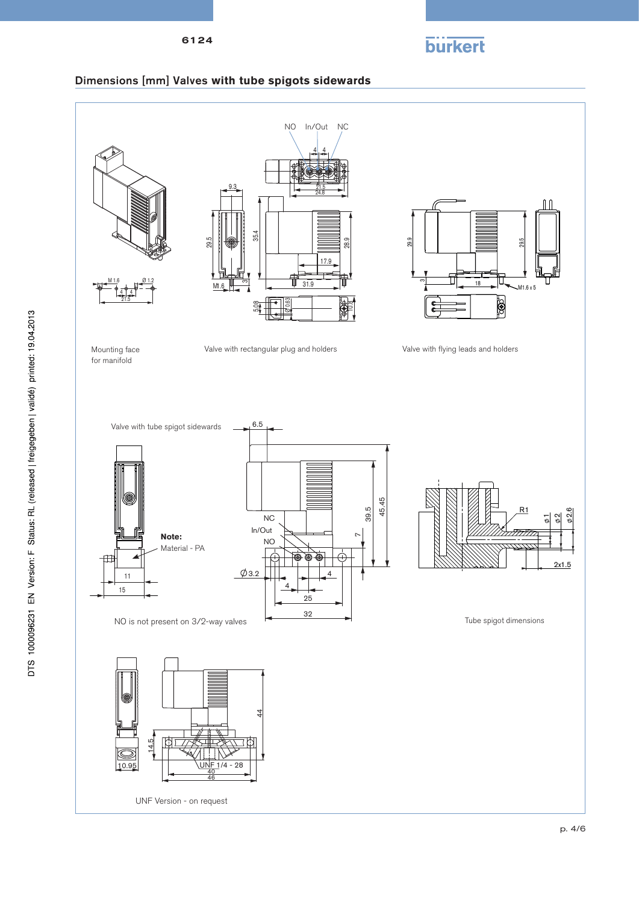## Dimensions [mm] Valves with tube spigots sidewards

Mounting face for manifold

Valve with rectangular plug and holders

Valve with flying leads and holders

Valve with tube spigot sidewards

**Note:** Material - PA

NO is not present on 3/2-way valves

Tube spigot dimensions

UNF Version - on request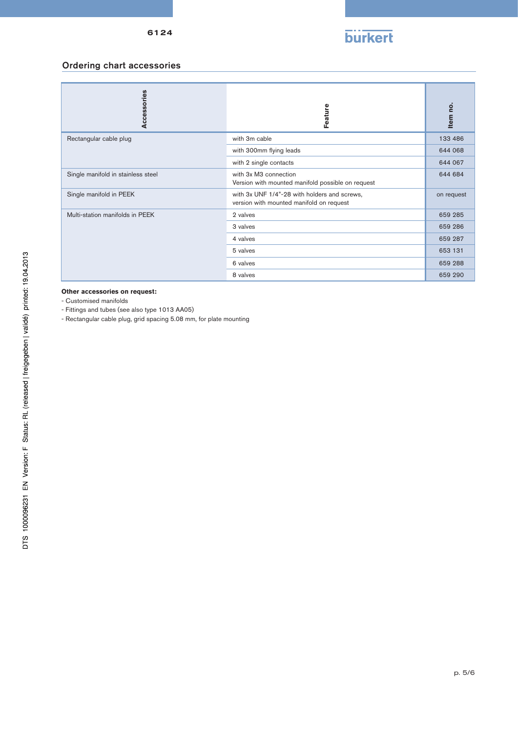## Ordering chart accessories

| Accessories | Feature | Item no. |
|---|---|---|
| Rectangular cable plug | with 3m cable | 133 486 |
| | with 300mm flying leads | 644 068 |
| | with 2 single contacts | 644 067 |
| Single manifold in stainless steel | with 3x M3 connection<br>Version with mounted manifold possible on request | 644 684 |
| Single manifold in PEEK | with 3x UNF 1/4"-28 with holders and screws,<br>version with mounted manifold on request | on request |
| Multi-station manifolds in PEEK | 2 valves | 659 285 |
| | 3 valves | 659 286 |
| | 4 valves | 659 287 |
| | 5 valves | 653 131 |
| | 6 valves | 659 288 |
| | 8 valves | 659 290 |

**Other accessories on request:**

- Customised manifolds
- Fittings and tubes (see also type 1013 AA05)
- Rectangular cable plug, grid spacing 5.08 mm, for plate mounting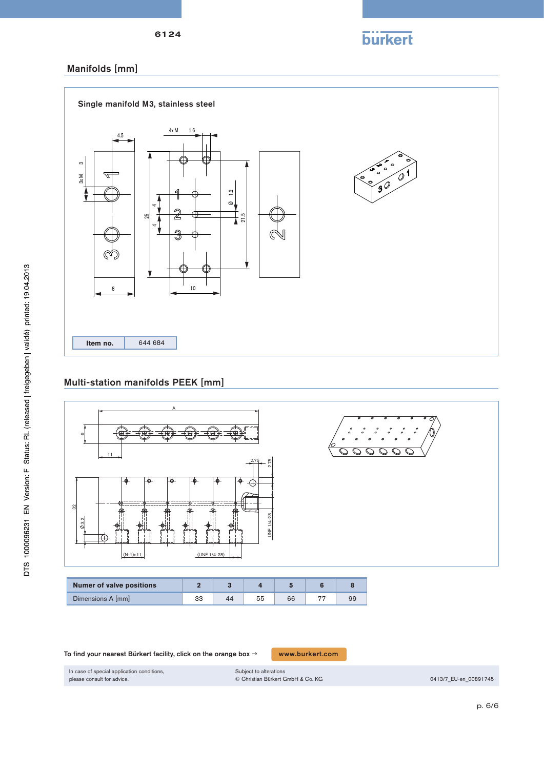## Manifolds [mm]

### Single manifold M3, stainless steel

4.5

4x M

1.6

3

3x M

1

2

3

25

4

4

Ø 1.2

21.5

8

10

| Item no. | 644 684 |
| --- | --- |

## Multi-station manifolds PEEK [mm]

A

9

11

2.75

2.75

32

Ø 3.2

UNF 1/4-28

(N-1)x11

(UNF 1/4-28)

| Numer of valve positions | 2 | 3 | 4 | 5 | 6 | 8 |
| --- | --- | --- | --- | --- | --- | --- |
| Dimensions A [mm] | 33 | 44 | 55 | 66 | 77 | 99 |

To find your nearest Bürkert facility, click on the orange box →

www.burkert.com

In case of special application conditions, please consult for advice.

Subject to alterations
© Christian Bürkert GmbH & Co. KG

0413/7_EU-en_00891745